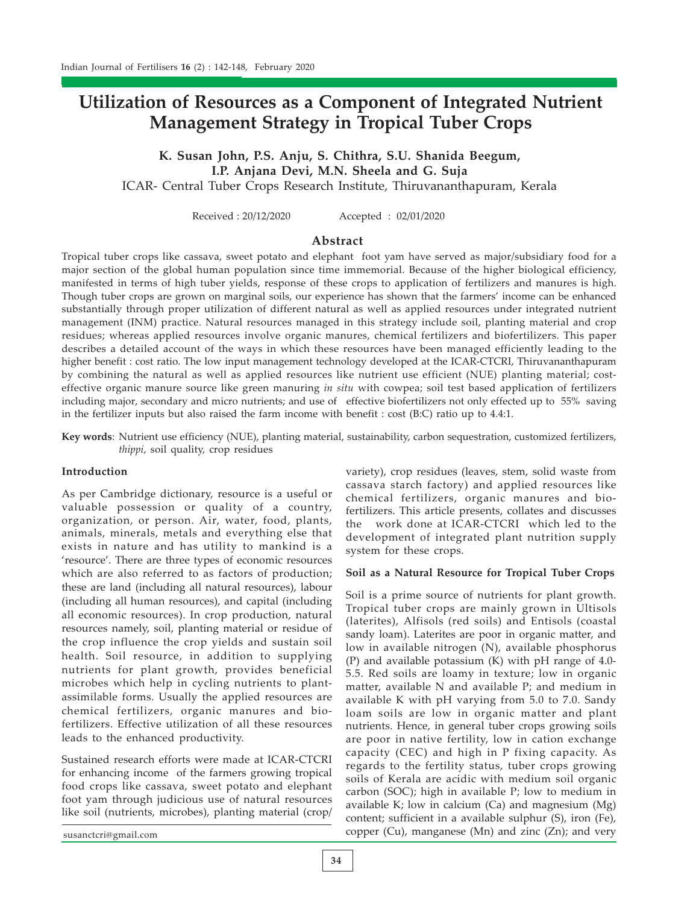# Utilization of Resources as a Component of Integrated Nutrient Management Strategy in Tropical Tuber Crops

**K. Susan John, P.S. Anju, S. Chithra, S.U. Shanida Beegum, I.P. Anjana Devi, M.N. Sheela and G. Suja**

ICAR- Central Tuber Crops Research Institute, Thiruvananthapuram, Kerala

Received : 20/12/2020 Accepted : 02/01/2020

## Abstract

Tropical tuber crops like cassava, sweet potato and elephant foot yam have served as major/subsidiary food for a major section of the global human population since time immemorial. Because of the higher biological efficiency, manifested in terms of high tuber yields, response of these crops to application of fertilizers and manures is high. Though tuber crops are grown on marginal soils, our experience has shown that the farmers' income can be enhanced substantially through proper utilization of different natural as well as applied resources under integrated nutrient management (INM) practice. Natural resources managed in this strategy include soil, planting material and crop residues; whereas applied resources involve organic manures, chemical fertilizers and biofertilizers. This paper describes a detailed account of the ways in which these resources have been managed efficiently leading to the higher benefit : cost ratio. The low input management technology developed at the ICAR-CTCRI, Thiruvananthapuram by combining the natural as well as applied resources like nutrient use efficient (NUE) planting material; cost-effective organic manure source like green manuring *in situ* with cowpea; soil test based application of fertilizers including major, secondary and micro nutrients; and use of effective biofertilizers not only effected up to 55% saving in the fertilizer inputs but also raised the farm income with benefit : cost (B:C) ratio up to 4.4:1.

**Key words**: Nutrient use efficiency (NUE), planting material, sustainability, carbon sequestration, customized fertilizers, *thippi*, soil quality, crop residues

### Introduction

As per Cambridge dictionary, resource is a useful or valuable possession or quality of a country, organization, or person. Air, water, food, plants, animals, minerals, metals and everything else that exists in nature and has utility to mankind is a 'resource'. There are three types of economic resources which are also referred to as factors of production; these are land (including all natural resources), labour (including all human resources), and capital (including all economic resources). In crop production, natural resources namely, soil, planting material or residue of the crop influence the crop yields and sustain soil health. Soil resource, in addition to supplying nutrients for plant growth, provides beneficial microbes which help in cycling nutrients to plant-assimilable forms. Usually the applied resources are chemical fertilizers, organic manures and bio-fertilizers. Effective utilization of all these resources leads to the enhanced productivity.

Sustained research efforts were made at ICAR-CTCRI for enhancing income of the farmers growing tropical food crops like cassava, sweet potato and elephant foot yam through judicious use of natural resources like soil (nutrients, microbes), planting material (crop/variety), crop residues (leaves, stem, solid waste from cassava starch factory) and applied resources like chemical fertilizers, organic manures and bio-fertilizers. This article presents, collates and discusses the work done at ICAR-CTCRI which led to the development of integrated plant nutrition supply system for these crops.

susanctcri@gmail.com

### Soil as a Natural Resource for Tropical Tuber Crops

Soil is a prime source of nutrients for plant growth. Tropical tuber crops are mainly grown in Ultisols (laterites), Alfisols (red soils) and Entisols (coastal sandy loam). Laterites are poor in organic matter, and low in available nitrogen (N), available phosphorus (P) and available potassium (K) with pH range of 4.0-5.5. Red soils are loamy in texture; low in organic matter, available N and available P; and medium in available K with pH varying from 5.0 to 7.0. Sandy loam soils are low in organic matter and plant nutrients. Hence, in general tuber crops growing soils are poor in native fertility, low in cation exchange capacity (CEC) and high in P fixing capacity. As regards to the fertility status, tuber crops growing soils of Kerala are acidic with medium soil organic carbon (SOC); high in available P; low to medium in available K; low in calcium (Ca) and magnesium (Mg) content; sufficient in a available sulphur (S), iron (Fe), copper (Cu), manganese (Mn) and zinc (Zn); and very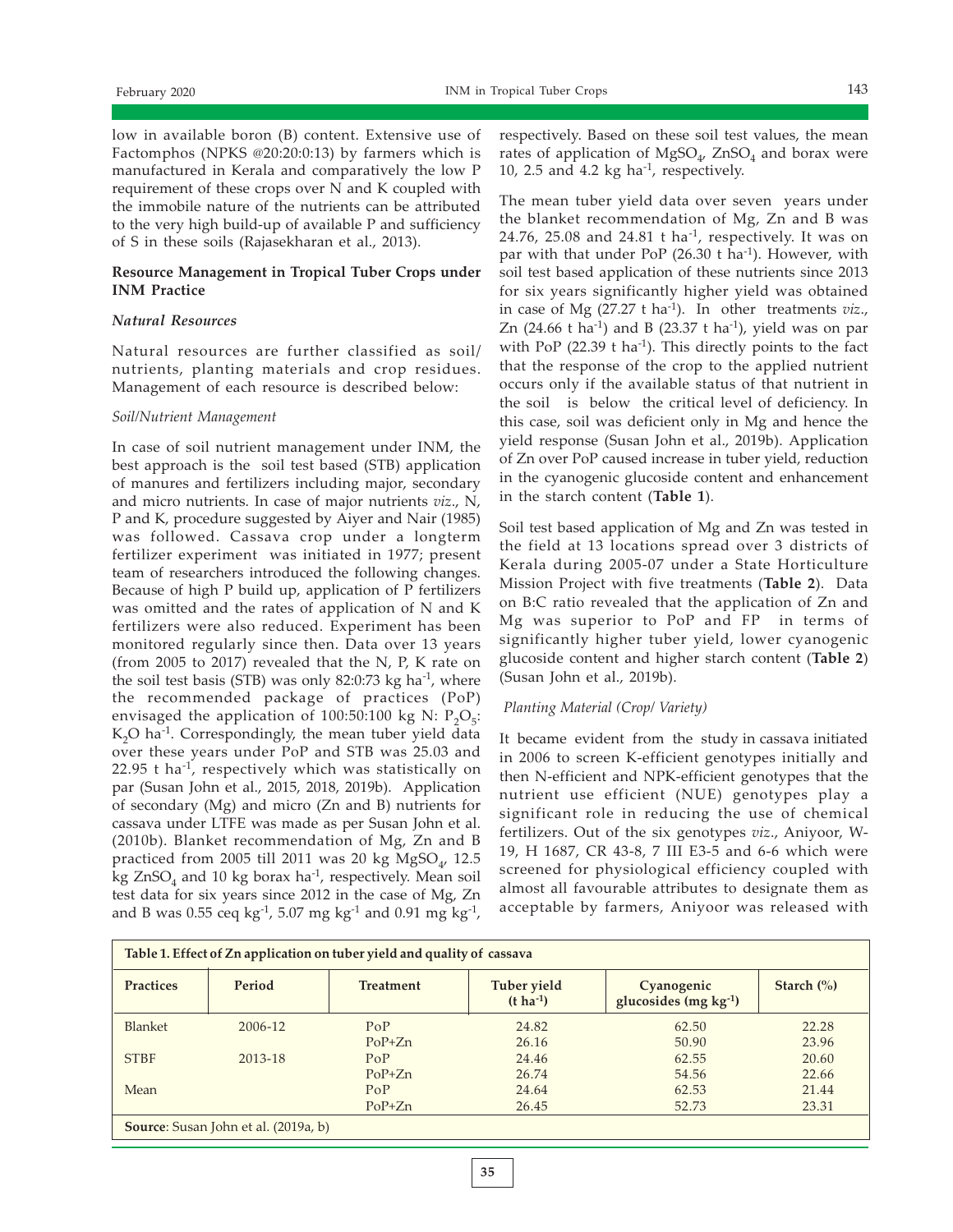low in available boron (B) content. Extensive use of Factomphos (NPKS @20:20:0:13) by farmers which is manufactured in Kerala and comparatively the low P requirement of these crops over N and K coupled with the immobile nature of the nutrients can be attributed to the very high build-up of available P and sufficiency of S in these soils (Rajasekharan et al., 2013).

**Resource Management in Tropical Tuber Crops under INM Practice**

***Natural Resources***

Natural resources are further classified as soil/ nutrients, planting materials and crop residues. Management of each resource is described below:

*Soil/Nutrient Management*

In case of soil nutrient management under INM, the best approach is the soil test based (STB) application of manures and fertilizers including major, secondary and micro nutrients. In case of major nutrients *viz*., N, P and K, procedure suggested by Aiyer and Nair (1985) was followed. Cassava crop under a longterm fertilizer experiment was initiated in 1977; present team of researchers introduced the following changes. Because of high P build up, application of P fertilizers was omitted and the rates of application of N and K fertilizers were also reduced. Experiment has been monitored regularly since then. Data over 13 years (from 2005 to 2017) revealed that the N, P, K rate on the soil test basis (STB) was only 82:0:73 kg $ha^{-1}$, where the recommended package of practices (PoP) envisaged the application of 100:50:100 kg N: $P_2O_5$: $K_2O$ $ha^{-1}$. Correspondingly, the mean tuber yield data over these years under PoP and STB was 25.03 and 22.95 t $ha^{-1}$, respectively which was statistically on par (Susan John et al., 2015, 2018, 2019b). Application of secondary (Mg) and micro (Zn and B) nutrients for cassava under LTFE was made as per Susan John et al. (2010b). Blanket recommendation of Mg, Zn and B practiced from 2005 till 2011 was 20 kg $MgSO_4$, 12.5 kg $ZnSO_4$ and 10 kg borax $ha^{-1}$, respectively. Mean soil test data for six years since 2012 in the case of Mg, Zn and B was 0.55 ceq $kg^{-1}$, 5.07 mg $kg^{-1}$ and 0.91 mg $kg^{-1}$, respectively. Based on these soil test values, the mean rates of application of $MgSO_4$, $ZnSO_4$ and borax were 10, 2.5 and 4.2 kg $ha^{-1}$, respectively.

The mean tuber yield data over seven years under the blanket recommendation of Mg, Zn and B was 24.76, 25.08 and 24.81 t $ha^{-1}$, respectively. It was on par with that under PoP (26.30 t $ha^{-1}$). However, with soil test based application of these nutrients since 2013 for six years significantly higher yield was obtained in case of Mg (27.27 t $ha^{-1}$). In other treatments *viz*., Zn (24.66 t $ha^{-1}$) and B (23.37 t $ha^{-1}$), yield was on par with PoP (22.39 t $ha^{-1}$). This directly points to the fact that the response of the crop to the applied nutrient occurs only if the available status of that nutrient in the soil is below the critical level of deficiency. In this case, soil was deficient only in Mg and hence the yield response (Susan John et al., 2019b). Application of Zn over PoP caused increase in tuber yield, reduction in the cyanogenic glucoside content and enhancement in the starch content (**Table 1**).

Soil test based application of Mg and Zn was tested in the field at 13 locations spread over 3 districts of Kerala during 2005-07 under a State Horticulture Mission Project with five treatments (**Table 2**). Data on B:C ratio revealed that the application of Zn and Mg was superior to PoP and FP in terms of significantly higher tuber yield, lower cyanogenic glucoside content and higher starch content (**Table 2**) (Susan John et al., 2019b).

*Planting Material (Crop/ Variety)*

It became evident from the study in cassava initiated in 2006 to screen K-efficient genotypes initially and then N-efficient and NPK-efficient genotypes that the nutrient use efficient (NUE) genotypes play a significant role in reducing the use of chemical fertilizers. Out of the six genotypes *viz*., Aniyoor, W-19, H 1687, CR 43-8, 7 III E3-5 and 6-6 which were screened for physiological efficiency coupled with almost all favourable attributes to designate them as acceptable by farmers, Aniyoor was released with

**Table 1. Effect of Zn application on tuber yield and quality of cassava**

| Practices | Period | Treatment | Tuber yield (t $ha^{-1}$) | Cyanogenic glucosides (mg $kg^{-1}$) | Starch (%) |
|---|---|---|---|---|---|
| Blanket | 2006-12 | PoP | 24.82 | 62.50 | 22.28 |
| | | PoP+Zn | 26.16 | 50.90 | 23.96 |
| STBF | 2013-18 | PoP | 24.46 | 62.55 | 20.60 |
| | | PoP+Zn | 26.74 | 54.56 | 22.66 |
| Mean | | PoP | 24.64 | 62.53 | 21.44 |
| | | PoP+Zn | 26.45 | 52.73 | 23.31 |

**Source**: Susan John et al. (2019a, b)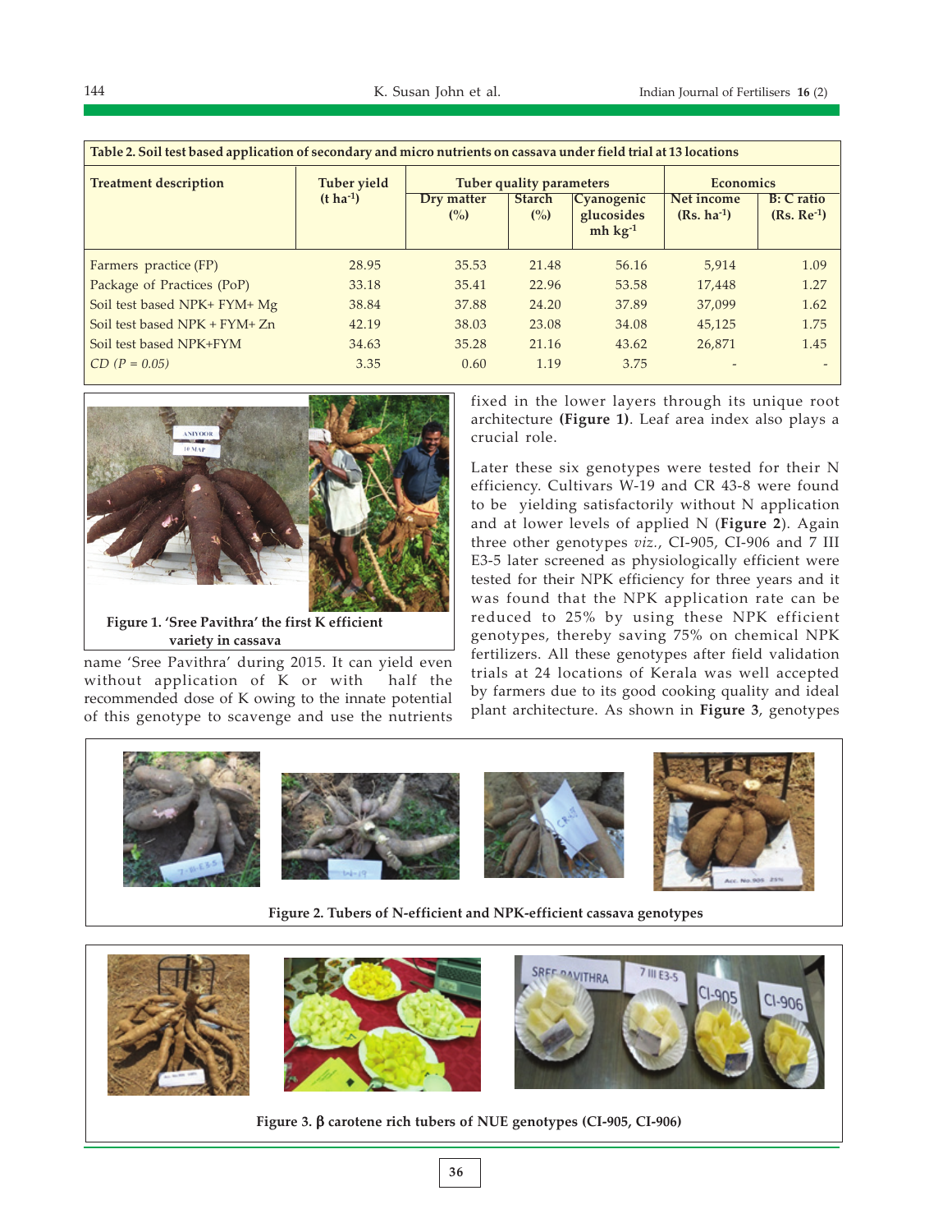**Table 2. Soil test based application of secondary and micro nutrients on cassava under field trial at 13 locations**

| Treatment description | Tuber yield (t ha$^{-1}$) | Tuber quality parameters | | | Economics | |
|---|---|---|---|---|---|---|
| | | Dry matter (%) | Starch (%) | Cyanogenic glucosides mh kg$^{-1}$ | Net income (Rs. ha$^{-1}$) | B: C ratio (Rs. Re$^{-1}$) |
| Farmers practice (FP) | 28.95 | 35.53 | 21.48 | 56.16 | 5,914 | 1.09 |
| Package of Practices (PoP) | 33.18 | 35.41 | 22.96 | 53.58 | 17,448 | 1.27 |
| Soil test based NPK+ FYM+ Mg | 38.84 | 37.88 | 24.20 | 37.89 | 37,099 | 1.62 |
| Soil test based NPK + FYM+ Zn | 42.19 | 38.03 | 23.08 | 34.08 | 45,125 | 1.75 |
| Soil test based NPK+FYM | 34.63 | 35.28 | 21.16 | 43.62 | 26,871 | 1.45 |
| *CD (P = 0.05)* | 3.35 | 0.60 | 1.19 | 3.75 | - | - |

**Figure 1. 'Sree Pavithra' the first K efficient variety in cassava**

name 'Sree Pavithra' during 2015. It can yield even without application of K or with half the recommended dose of K owing to the innate potential of this genotype to scavenge and use the nutrients fixed in the lower layers through its unique root architecture **(Figure 1)**. Leaf area index also plays a crucial role.

Later these six genotypes were tested for their N efficiency. Cultivars W-19 and CR 43-8 were found to be yielding satisfactorily without N application and at lower levels of applied N (**Figure 2**). Again three other genotypes *viz.*, CI-905, CI-906 and 7 III E3-5 later screened as physiologically efficient were tested for their NPK efficiency for three years and it was found that the NPK application rate can be reduced to 25% by using these NPK efficient genotypes, thereby saving 75% on chemical NPK fertilizers. All these genotypes after field validation trials at 24 locations of Kerala was well accepted by farmers due to its good cooking quality and ideal plant architecture. As shown in **Figure 3**, genotypes

**Figure 2. Tubers of N-efficient and NPK-efficient cassava genotypes**

**Figure 3. β carotene rich tubers of NUE genotypes (CI-905, CI-906)**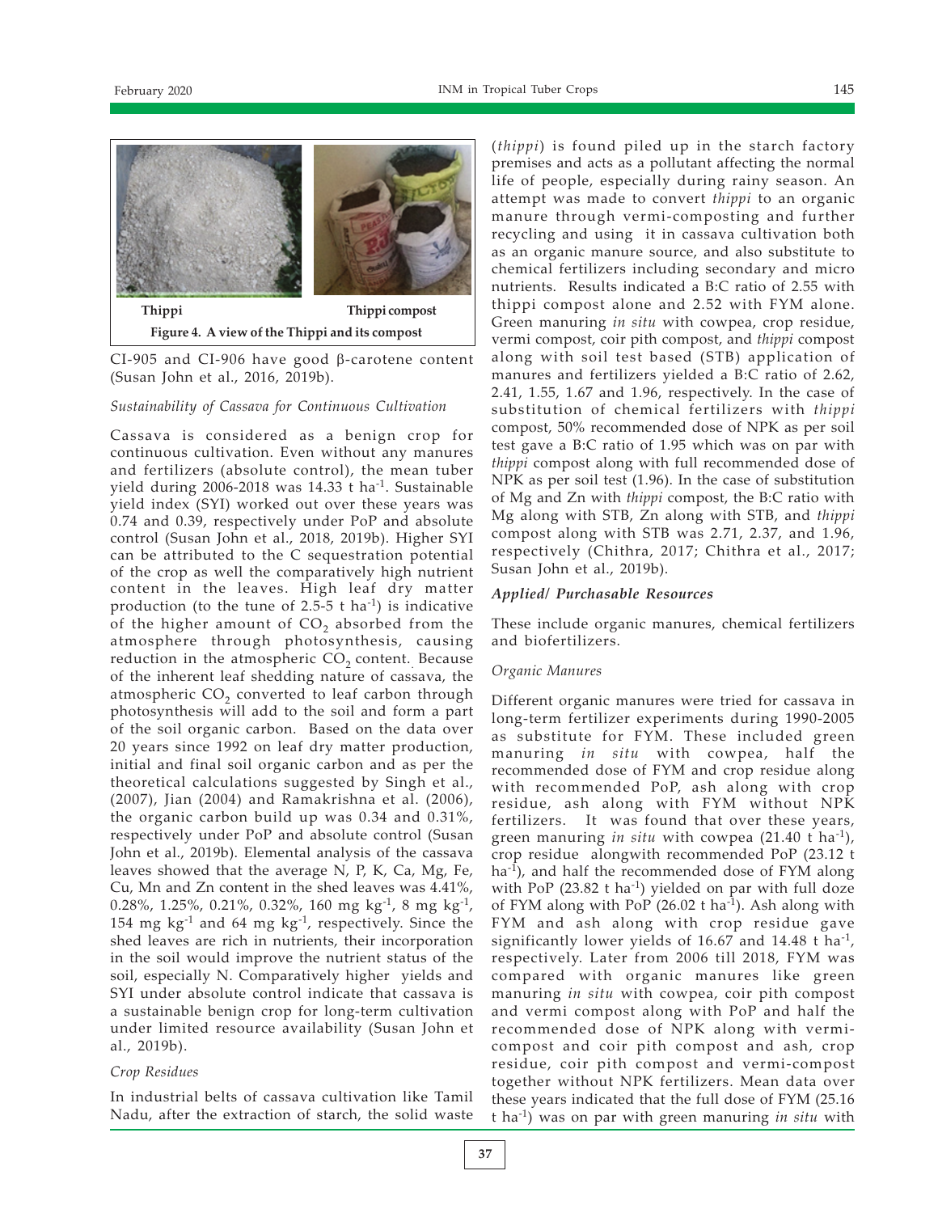Thippi          Thippi compost

**Figure 4. A view of the Thippi and its compost**

CI-905 and CI-906 have good β-carotene content (Susan John et al., 2016, 2019b).

*Sustainability of Cassava for Continuous Cultivation*

Cassava is considered as a benign crop for continuous cultivation. Even without any manures and fertilizers (absolute control), the mean tuber yield during 2006-2018 was 14.33 t ha$^{-1}$. Sustainable yield index (SYI) worked out over these years was 0.74 and 0.39, respectively under PoP and absolute control (Susan John et al., 2018, 2019b). Higher SYI can be attributed to the C sequestration potential of the crop as well the comparatively high nutrient content in the leaves. High leaf dry matter production (to the tune of 2.5-5 t ha$^{-1}$) is indicative of the higher amount of $CO_2$ absorbed from the atmosphere through photosynthesis, causing reduction in the atmospheric $CO_2$ content. Because of the inherent leaf shedding nature of cassava, the atmospheric $CO_2$ converted to leaf carbon through photosynthesis will add to the soil and form a part of the soil organic carbon. Based on the data over 20 years since 1992 on leaf dry matter production, initial and final soil organic carbon and as per the theoretical calculations suggested by Singh et al., (2007), Jian (2004) and Ramakrishna et al. (2006), the organic carbon build up was 0.34 and 0.31%, respectively under PoP and absolute control (Susan John et al., 2019b). Elemental analysis of the cassava leaves showed that the average N, P, K, Ca, Mg, Fe, Cu, Mn and Zn content in the shed leaves was 4.41%, 0.28%, 1.25%, 0.21%, 0.32%, 160 mg kg$^{-1}$, 8 mg kg$^{-1}$, 154 mg kg$^{-1}$ and 64 mg kg$^{-1}$, respectively. Since the shed leaves are rich in nutrients, their incorporation in the soil would improve the nutrient status of the soil, especially N. Comparatively higher yields and SYI under absolute control indicate that cassava is a sustainable benign crop for long-term cultivation under limited resource availability (Susan John et al., 2019b).

*Crop Residues*

In industrial belts of cassava cultivation like Tamil Nadu, after the extraction of starch, the solid waste (*thippi*) is found piled up in the starch factory premises and acts as a pollutant affecting the normal life of people, especially during rainy season. An attempt was made to convert *thippi* to an organic manure through vermi-composting and further recycling and using it in cassava cultivation both as an organic manure source, and also substitute to chemical fertilizers including secondary and micro nutrients. Results indicated a B:C ratio of 2.55 with thippi compost alone and 2.52 with FYM alone. Green manuring *in situ* with cowpea, crop residue, vermi compost, coir pith compost, and *thippi* compost along with soil test based (STB) application of manures and fertilizers yielded a B:C ratio of 2.62, 2.41, 1.55, 1.67 and 1.96, respectively. In the case of substitution of chemical fertilizers with *thippi* compost, 50% recommended dose of NPK as per soil test gave a B:C ratio of 1.95 which was on par with *thippi* compost along with full recommended dose of NPK as per soil test (1.96). In the case of substitution of Mg and Zn with *thippi* compost, the B:C ratio with Mg along with STB, Zn along with STB, and *thippi* compost along with STB was 2.71, 2.37, and 1.96, respectively (Chithra, 2017; Chithra et al., 2017; Susan John et al., 2019b).

***Applied/ Purchasable Resources***

These include organic manures, chemical fertilizers and biofertilizers.

*Organic Manures*

Different organic manures were tried for cassava in long-term fertilizer experiments during 1990-2005 as substitute for FYM. These included green manuring *in situ* with cowpea, half the recommended dose of FYM and crop residue along with recommended PoP, ash along with crop residue, ash along with FYM without NPK fertilizers. It was found that over these years, green manuring *in situ* with cowpea (21.40 t ha$^{-1}$), crop residue alongwith recommended PoP (23.12 t ha$^{-1}$), and half the recommended dose of FYM along with PoP (23.82 t ha$^{-1}$) yielded on par with full doze of FYM along with PoP (26.02 t ha$^{-1}$). Ash along with FYM and ash along with crop residue gave significantly lower yields of 16.67 and 14.48 t ha$^{-1}$, respectively. Later from 2006 till 2018, FYM was compared with organic manures like green manuring *in situ* with cowpea, coir pith compost and vermi compost along with PoP and half the recommended dose of NPK along with vermi-compost and coir pith compost and ash, crop residue, coir pith compost and vermi-compost together without NPK fertilizers. Mean data over these years indicated that the full dose of FYM (25.16 t ha$^{-1}$) was on par with green manuring *in situ* with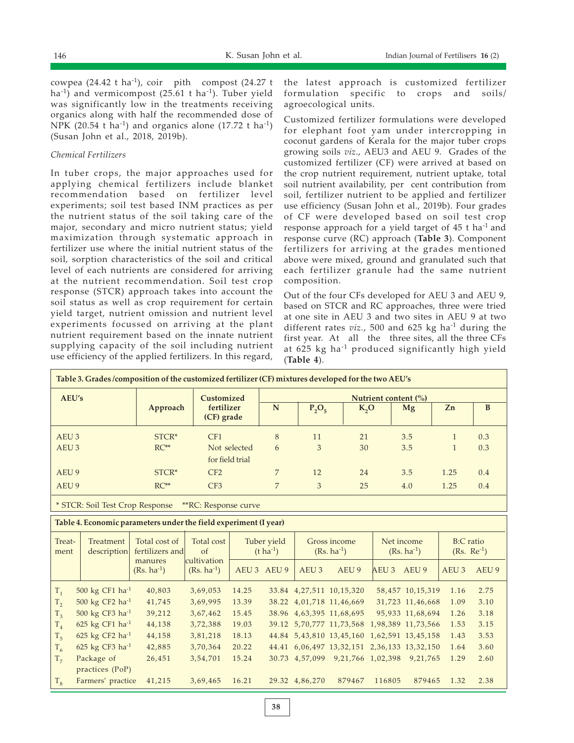cowpea (24.42 t $ha^{-1}$), coir pith compost (24.27 t $ha^{-1}$) and vermicompost (25.61 t $ha^{-1}$). Tuber yield was significantly low in the treatments receiving organics along with half the recommended dose of NPK (20.54 t $ha^{-1}$) and organics alone (17.72 t $ha^{-1}$) (Susan John et al., 2018, 2019b).

*Chemical Fertilizers*

In tuber crops, the major approaches used for applying chemical fertilizers include blanket recommendation based on fertilizer level experiments; soil test based INM practices as per the nutrient status of the soil taking care of the major, secondary and micro nutrient status; yield maximization through systematic approach in fertilizer use where the initial nutrient status of the soil, sorption characteristics of the soil and critical level of each nutrients are considered for arriving at the nutrient recommendation. Soil test crop response (STCR) approach takes into account the soil status as well as crop requirement for certain yield target, nutrient omission and nutrient level experiments focussed on arriving at the plant nutrient requirement based on the innate nutrient supplying capacity of the soil including nutrient use efficiency of the applied fertilizers. In this regard, the latest approach is customized fertilizer formulation specific to crops and soils/ agroecological units.

Customized fertilizer formulations were developed for elephant foot yam under intercropping in coconut gardens of Kerala for the major tuber crops growing soils *viz*., AEU3 and AEU 9. Grades of the customized fertilizer (CF) were arrived at based on the crop nutrient requirement, nutrient uptake, total soil nutrient availability, per cent contribution from soil, fertilizer nutrient to be applied and fertilizer use efficiency (Susan John et al., 2019b). Four grades of CF were developed based on soil test crop response approach for a yield target of 45 t $ha^{-1}$ and response curve (RC) approach (**Table 3**). Component fertilizers for arriving at the grades mentioned above were mixed, ground and granulated such that each fertilizer granule had the same nutrient composition.

Out of the four CFs developed for AEU 3 and AEU 9, based on STCR and RC approaches, three were tried at one site in AEU 3 and two sites in AEU 9 at two different rates *viz*., 500 and 625 kg $ha^{-1}$ during the first year. At all the three sites, all the three CFs at 625 kg $ha^{-1}$ produced significantly high yield (**Table 4**).

**Table 3. Grades /composition of the customized fertilizer (CF) mixtures developed for the two AEU's**

| AEU's | Approach | Customized fertilizer (CF) grade | Nutrient content (%) | | | | | |
|---|---|---|---|---|---|---|---|---|
| | | | N | $P_2O_5$ | $K_2O$ | Mg | Zn | B |
| AEU 3 | STCR* | CF1 | 8 | 11 | 21 | 3.5 | 1 | 0.3 |
| AEU 3 | RC** | Not selected for field trial | 6 | 3 | 30 | 3.5 | 1 | 0.3 |
| AEU 9 | STCR* | CF2 | 7 | 12 | 24 | 3.5 | 1.25 | 0.4 |
| AEU 9 | RC** | CF3 | 7 | 3 | 25 | 4.0 | 1.25 | 0.4 |

* STCR: Soil Test Crop Response **RC: Response curve

**Table 4. Economic parameters under the field experiment (I year)**

| Treat-ment | Treatment description | Total cost of fertilizers and manures (Rs. $ha^{-1}$) | Total cost of cultivation (Rs. $ha^{-1}$) | Tuber yield (t $ha^{-1}$) | | Gross income (Rs. $ha^{-1}$) | | Net income (Rs. $ha^{-1}$) | | B:C ratio (Rs. $Re^{-1}$) | |
|---|---|---|---|---|---|---|---|---|---|---|---|
| | | | | AEU 3 | AEU 9 | AEU 3 | AEU 9 | AEU 3 | AEU 9 | AEU 3 | AEU 9 |
| $T_1$ | 500 kg CF1 $ha^{-1}$ | 40,803 | 3,69,053 | 14.25 | 33.84 | 4,27,511 | 10,15,320 | 58,457 | 10,15,319 | 1.16 | 2.75 |
| $T_2$ | 500 kg CF2 $ha^{-1}$ | 41,745 | 3,69,995 | 13.39 | 38.22 | 4,01,718 | 11,46,669 | 31,723 | 11,46,668 | 1.09 | 3.10 |
| $T_3$ | 500 kg CF3 $ha^{-1}$ | 39,212 | 3,67,462 | 15.45 | 38.96 | 4,63,395 | 11,68,695 | 95,933 | 11,68,694 | 1.26 | 3.18 |
| $T_4$ | 625 kg CF1 $ha^{-1}$ | 44,138 | 3,72,388 | 19.03 | 39.12 | 5,70,777 | 11,73,568 | 1,98,389 | 11,73,566 | 1.53 | 3.15 |
| $T_5$ | 625 kg CF2 $ha^{-1}$ | 44,158 | 3,81,218 | 18.13 | 44.84 | 5,43,810 | 13,45,160 | 1,62,591 | 13,45,158 | 1.43 | 3.53 |
| $T_6$ | 625 kg CF3 $ha^{-1}$ | 42,885 | 3,70,364 | 20.22 | 44.41 | 6,06,497 | 13,32,151 | 2,36,133 | 13,32,150 | 1.64 | 3.60 |
| $T_7$ | Package of practices (PoP) | 26,451 | 3,54,701 | 15.24 | 30.73 | 4,57,099 | 9,21,766 | 1,02,398 | 9,21,765 | 1.29 | 2.60 |
| $T_8$ | Farmers' practice | 41,215 | 3,69,465 | 16.21 | 29.32 | 4,86,270 | 879467 | 116805 | 879465 | 1.32 | 2.38 |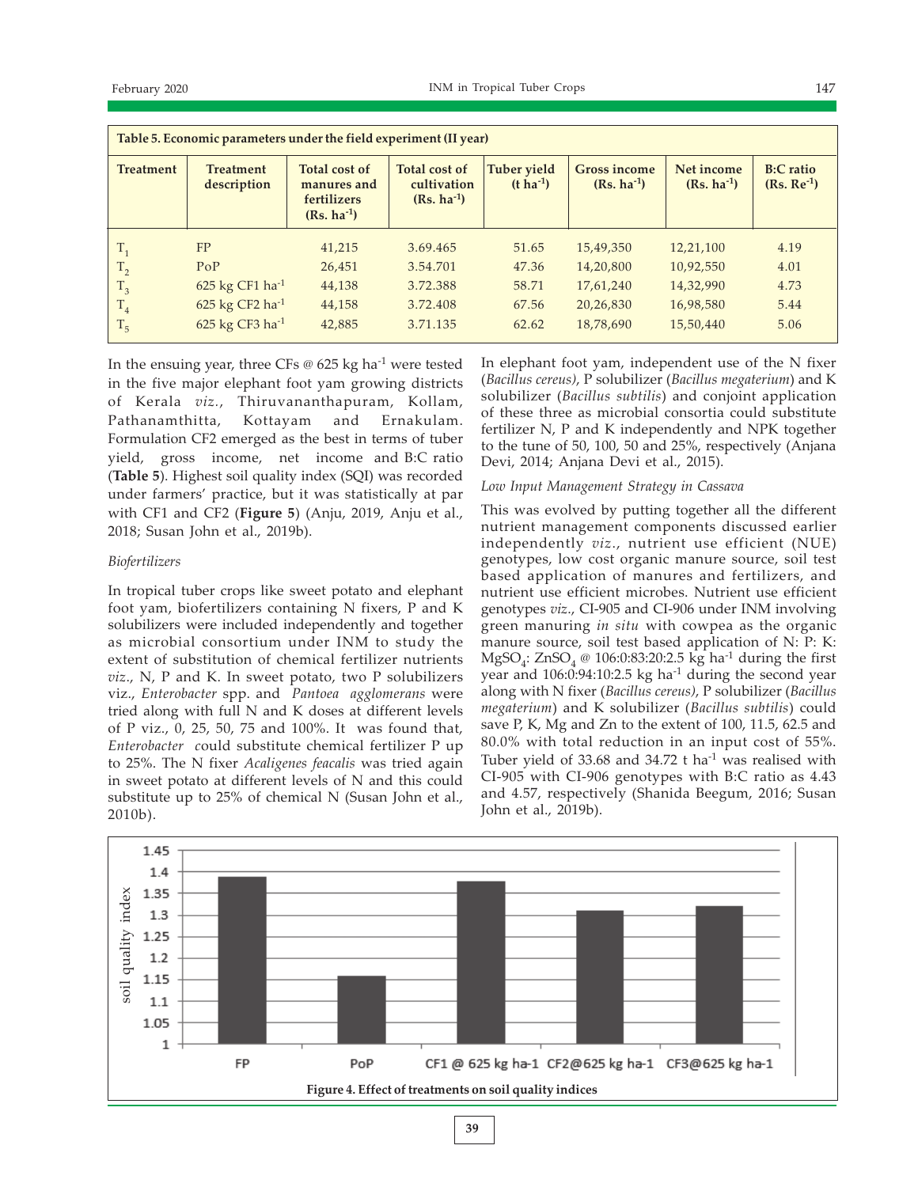**Table 5. Economic parameters under the field experiment (II year)**

| Treatment | Treatment description | Total cost of manures and fertilizers (Rs. ha$^{-1}$) | Total cost of cultivation (Rs. ha$^{-1}$) | Tuber yield (t ha$^{-1}$) | Gross income (Rs. ha$^{-1}$) | Net income (Rs. ha$^{-1}$) | B:C ratio (Rs. Re$^{-1}$) |
|---|---|---|---|---|---|---|---|
| $T_1$ | FP | 41,215 | 3.69.465 | 51.65 | 15,49,350 | 12,21,100 | 4.19 |
| $T_2$ | PoP | 26,451 | 3.54.701 | 47.36 | 14,20,800 | 10,92,550 | 4.01 |
| $T_3$ | 625 kg CF1 ha$^{-1}$ | 44,138 | 3.72.388 | 58.71 | 17,61,240 | 14,32,990 | 4.73 |
| $T_4$ | 625 kg CF2 ha$^{-1}$ | 44,158 | 3.72.408 | 67.56 | 20,26,830 | 16,98,580 | 5.44 |
| $T_5$ | 625 kg CF3 ha$^{-1}$ | 42,885 | 3.71.135 | 62.62 | 18,78,690 | 15,50,440 | 5.06 |

In the ensuing year, three CFs @ 625 kg ha$^{-1}$ were tested in the five major elephant foot yam growing districts of Kerala *viz.*, Thiruvananthapuram, Kollam, Pathanamthitta, Kottayam and Ernakulam. Formulation CF2 emerged as the best in terms of tuber yield, gross income, net income and B:C ratio (**Table 5**). Highest soil quality index (SQI) was recorded under farmers' practice, but it was statistically at par with CF1 and CF2 (**Figure 5**) (Anju, 2019, Anju et al., 2018; Susan John et al., 2019b).

*Biofertilizers*

In tropical tuber crops like sweet potato and elephant foot yam, biofertilizers containing N fixers, P and K solubilizers were included independently and together as microbial consortium under INM to study the extent of substitution of chemical fertilizer nutrients *viz.*, N, P and K. In sweet potato, two P solubilizers viz., *Enterobacter* spp. and *Pantoea agglomerans* were tried along with full N and K doses at different levels of P viz., 0, 25, 50, 75 and 100%. It was found that, *Enterobacter* could substitute chemical fertilizer P up to 25%. The N fixer *Acaligenes feacalis* was tried again in sweet potato at different levels of N and this could substitute up to 25% of chemical N (Susan John et al., 2010b).

In elephant foot yam, independent use of the N fixer (*Bacillus cereus)*, P solubilizer (*Bacillus megaterium*) and K solubilizer (*Bacillus subtilis*) and conjoint application of these three as microbial consortia could substitute fertilizer N, P and K independently and NPK together to the tune of 50, 100, 50 and 25%, respectively (Anjana Devi, 2014; Anjana Devi et al., 2015).

*Low Input Management Strategy in Cassava*

This was evolved by putting together all the different nutrient management components discussed earlier independently *viz.*, nutrient use efficient (NUE) genotypes, low cost organic manure source, soil test based application of manures and fertilizers, and nutrient use efficient microbes. Nutrient use efficient genotypes *viz.*, CI-905 and CI-906 under INM involving green manuring *in situ* with cowpea as the organic manure source, soil test based application of N: P: K: $MgSO_4$: $ZnSO_4$ @ 106:0:83:20:2.5 kg ha$^{-1}$ during the first year and 106:0:94:10:2.5 kg ha$^{-1}$ during the second year along with N fixer (*Bacillus cereus)*, P solubilizer (*Bacillus megaterium*) and K solubilizer (*Bacillus subtilis*) could save P, K, Mg and Zn to the extent of 100, 11.5, 62.5 and 80.0% with total reduction in an input cost of 55%. Tuber yield of 33.68 and 34.72 t ha$^{-1}$ was realised with CI-905 with CI-906 genotypes with B:C ratio as 4.43 and 4.57, respectively (Shanida Beegum, 2016; Susan John et al., 2019b).

**Figure 4. Effect of treatments on soil quality indices**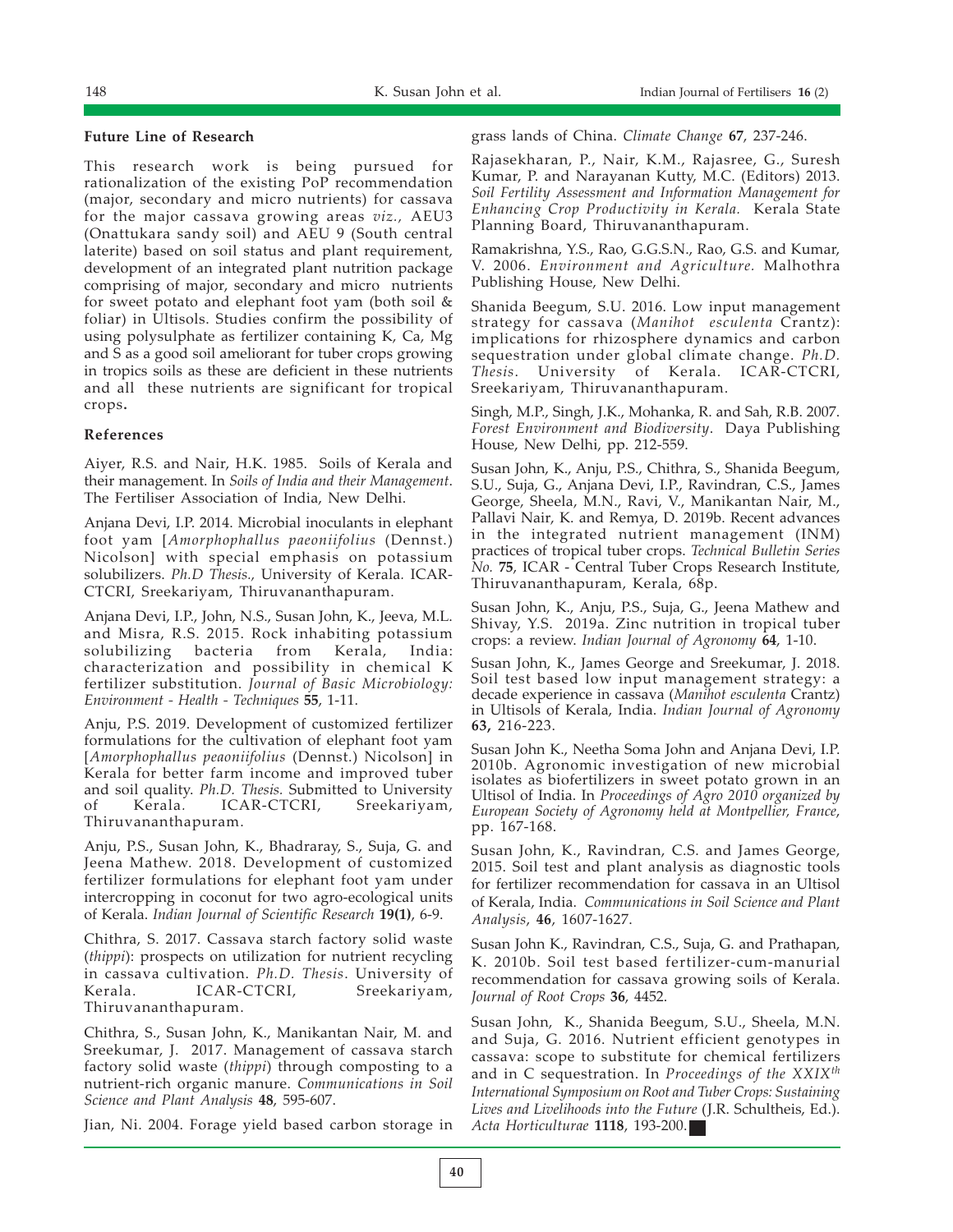### Future Line of Research

This research work is being pursued for rationalization of the existing PoP recommendation (major, secondary and micro nutrients) for cassava for the major cassava growing areas *viz.*, AEU3 (Onattukara sandy soil) and AEU 9 (South central laterite) based on soil status and plant requirement, development of an integrated plant nutrition package comprising of major, secondary and micro nutrients for sweet potato and elephant foot yam (both soil & foliar) in Ultisols. Studies confirm the possibility of using polysulphate as fertilizer containing K, Ca, Mg and S as a good soil ameliorant for tuber crops growing in tropics soils as these are deficient in these nutrients and all these nutrients are significant for tropical crops**.**

### References

Aiyer, R.S. and Nair, H.K. 1985. Soils of Kerala and their management. In *Soils of India and their Management*. The Fertiliser Association of India, New Delhi.

Anjana Devi, I.P. 2014. Microbial inoculants in elephant foot yam [*Amorphophallus paeoniifolius* (Dennst.) Nicolson] with special emphasis on potassium solubilizers. *Ph.D Thesis.,* University of Kerala. ICAR-CTCRI, Sreekariyam, Thiruvananthapuram.

Anjana Devi, I.P., John, N.S., Susan John, K., Jeeva, M.L. and Misra, R.S. 2015. Rock inhabiting potassium solubilizing bacteria from Kerala, India: characterization and possibility in chemical K fertilizer substitution. *Journal of Basic Microbiology: Environment - Health - Techniques* **55**, 1-11.

Anju, P.S. 2019. Development of customized fertilizer formulations for the cultivation of elephant foot yam [*Amorphophallus peaoniifolius* (Dennst.) Nicolson] in Kerala for better farm income and improved tuber and soil quality. *Ph.D. Thesis.* Submitted to University of Kerala. ICAR-CTCRI, Sreekariyam, Thiruvananthapuram.

Anju, P.S., Susan John, K., Bhadraray, S., Suja, G. and Jeena Mathew. 2018. Development of customized fertilizer formulations for elephant foot yam under intercropping in coconut for two agro-ecological units of Kerala. *Indian Journal of Scientific Research* **19(1)**, 6-9.

Chithra, S. 2017. Cassava starch factory solid waste (*thippi*): prospects on utilization for nutrient recycling in cassava cultivation. *Ph.D. Thesis*. University of Kerala. ICAR-CTCRI, Sreekariyam, Thiruvananthapuram.

Chithra, S., Susan John, K., Manikantan Nair, M. and Sreekumar, J. 2017. Management of cassava starch factory solid waste (*thippi*) through composting to a nutrient-rich organic manure. *Communications in Soil Science and Plant Analysis* **48**, 595-607.

Jian, Ni. 2004. Forage yield based carbon storage in grass lands of China. *Climate Change* **67**, 237-246.

Rajasekharan, P., Nair, K.M., Rajasree, G., Suresh Kumar, P. and Narayanan Kutty, M.C. (Editors) 2013. *Soil Fertility Assessment and Information Management for Enhancing Crop Productivity in Kerala.* Kerala State Planning Board, Thiruvananthapuram.

Ramakrishna, Y.S., Rao, G.G.S.N., Rao, G.S. and Kumar, V. 2006. *Environment and Agriculture.* Malhothra Publishing House, New Delhi.

Shanida Beegum, S.U. 2016. Low input management strategy for cassava (*Manihot esculenta* Crantz): implications for rhizosphere dynamics and carbon sequestration under global climate change. *Ph.D. Thesis*. University of Kerala. ICAR-CTCRI, Sreekariyam, Thiruvananthapuram.

Singh, M.P., Singh, J.K., Mohanka, R. and Sah, R.B. 2007. *Forest Environment and Biodiversity*. Daya Publishing House, New Delhi, pp. 212-559.

Susan John, K., Anju, P.S., Chithra, S., Shanida Beegum, S.U., Suja, G., Anjana Devi, I.P., Ravindran, C.S., James George, Sheela, M.N., Ravi, V., Manikantan Nair, M., Pallavi Nair, K. and Remya, D. 2019b. Recent advances in the integrated nutrient management (INM) practices of tropical tuber crops. *Technical Bulletin Series No.* **75**, ICAR - Central Tuber Crops Research Institute, Thiruvananthapuram, Kerala, 68p.

Susan John, K., Anju, P.S., Suja, G., Jeena Mathew and Shivay, Y.S. 2019a. Zinc nutrition in tropical tuber crops: a review. *Indian Journal of Agronomy* **64**, 1-10.

Susan John, K., James George and Sreekumar, J. 2018. Soil test based low input management strategy: a decade experience in cassava (*Manihot esculenta* Crantz) in Ultisols of Kerala, India. *Indian Journal of Agronomy* **63,** 216-223.

Susan John K., Neetha Soma John and Anjana Devi, I.P. 2010b. Agronomic investigation of new microbial isolates as biofertilizers in sweet potato grown in an Ultisol of India. In *Proceedings of Agro 2010 organized by European Society of Agronomy held at Montpellier, France*, pp. 167-168.

Susan John, K., Ravindran, C.S. and James George, 2015. Soil test and plant analysis as diagnostic tools for fertilizer recommendation for cassava in an Ultisol of Kerala, India. *Communications in Soil Science and Plant Analysis*, **46**, 1607-1627.

Susan John K., Ravindran, C.S., Suja, G. and Prathapan, K. 2010b. Soil test based fertilizer-cum-manurial recommendation for cassava growing soils of Kerala. *Journal of Root Crops* **36**, 4452.

Susan John, K., Shanida Beegum, S.U., Sheela, M.N. and Suja, G. 2016. Nutrient efficient genotypes in cassava: scope to substitute for chemical fertilizers and in C sequestration. In *Proceedings of the XXIX$^{th}$ International Symposium on Root and Tuber Crops: Sustaining Lives and Livelihoods into the Future* (J.R. Schultheis, Ed.). *Acta Horticulturae* **1118**, 193-200.